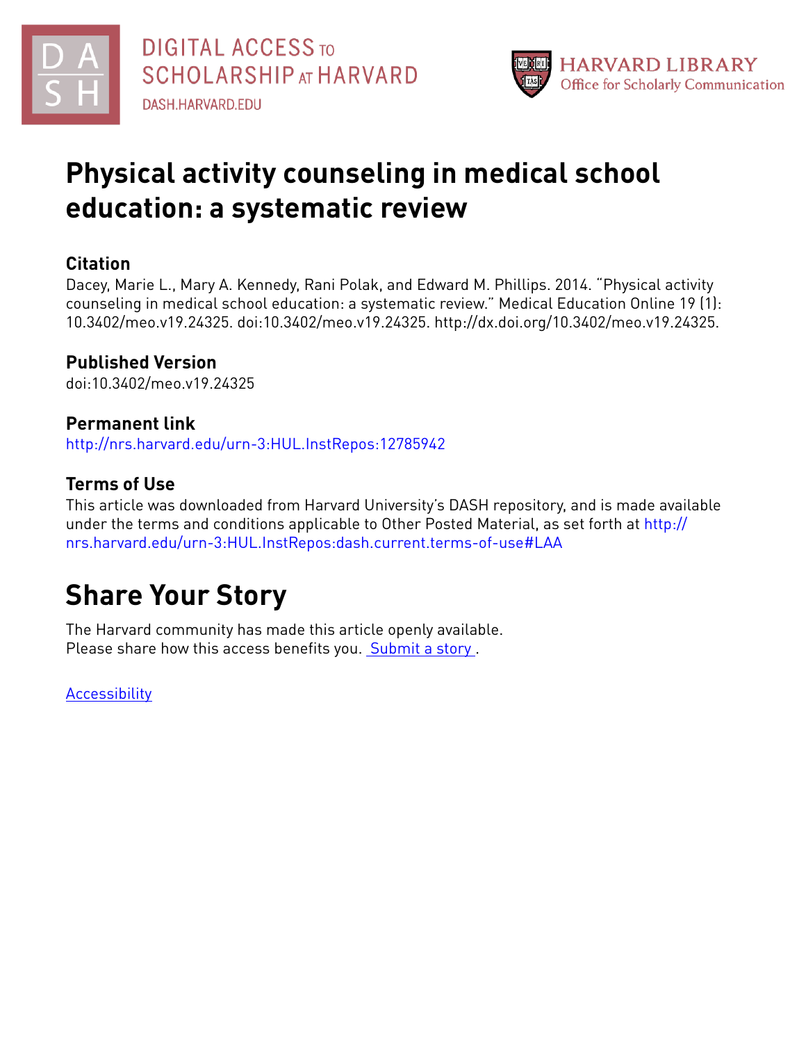DIGITAL ACCESS TO SCHOLARSHIP AT HARVARD
DASH.HARVARD.EDU

HARVARD LIBRARY
Office for Scholarly Communication

# Physical activity counseling in medical school education: a systematic review

## Citation

Dacey, Marie L., Mary A. Kennedy, Rani Polak, and Edward M. Phillips. 2014. "Physical activity counseling in medical school education: a systematic review." Medical Education Online 19 (1): 10.3402/meo.v19.24325. doi:10.3402/meo.v19.24325. http://dx.doi.org/10.3402/meo.v19.24325.

## Published Version

doi:10.3402/meo.v19.24325

## Permanent link

http://nrs.harvard.edu/urn-3:HUL.InstRepos:12785942

## Terms of Use

This article was downloaded from Harvard University's DASH repository, and is made available under the terms and conditions applicable to Other Posted Material, as set forth at http://nrs.harvard.edu/urn-3:HUL.InstRepos:dash.current.terms-of-use#LAA

# Share Your Story

The Harvard community has made this article openly available.
Please share how this access benefits you. Submit a story .

Accessibility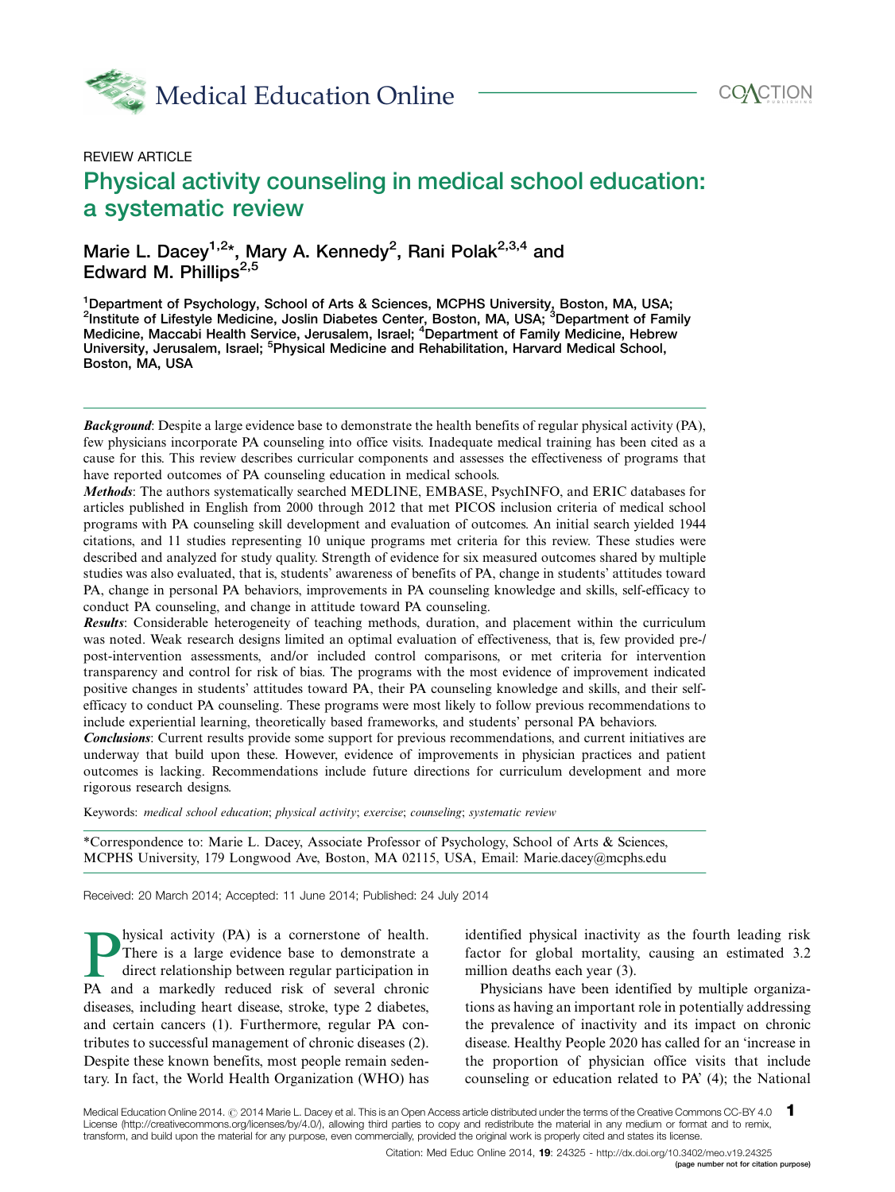REVIEW ARTICLE

# Physical activity counseling in medical school education: a systematic review

Marie L. Dacey[1,2*], Mary A. Kennedy[2], Rani Polak[2,3,4] and Edward M. Phillips[2,5]

[1]Department of Psychology, School of Arts & Sciences, MCPHS University, Boston, MA, USA; [2]Institute of Lifestyle Medicine, Joslin Diabetes Center, Boston, MA, USA; [3]Department of Family Medicine, Maccabi Health Service, Jerusalem, Israel; [4]Department of Family Medicine, Hebrew University, Jerusalem, Israel; [5]Physical Medicine and Rehabilitation, Harvard Medical School, Boston, MA, USA

***Background***: Despite a large evidence base to demonstrate the health benefits of regular physical activity (PA), few physicians incorporate PA counseling into office visits. Inadequate medical training has been cited as a cause for this. This review describes curricular components and assesses the effectiveness of programs that have reported outcomes of PA counseling education in medical schools.

***Methods***: The authors systematically searched MEDLINE, EMBASE, PsychINFO, and ERIC databases for articles published in English from 2000 through 2012 that met PICOS inclusion criteria of medical school programs with PA counseling skill development and evaluation of outcomes. An initial search yielded 1944 citations, and 11 studies representing 10 unique programs met criteria for this review. These studies were described and analyzed for study quality. Strength of evidence for six measured outcomes shared by multiple studies was also evaluated, that is, students' awareness of benefits of PA, change in students' attitudes toward PA, change in personal PA behaviors, improvements in PA counseling knowledge and skills, self-efficacy to conduct PA counseling, and change in attitude toward PA counseling.

***Results***: Considerable heterogeneity of teaching methods, duration, and placement within the curriculum was noted. Weak research designs limited an optimal evaluation of effectiveness, that is, few provided pre-/post-intervention assessments, and/or included control comparisons, or met criteria for intervention transparency and control for risk of bias. The programs with the most evidence of improvement indicated positive changes in students' attitudes toward PA, their PA counseling knowledge and skills, and their self-efficacy to conduct PA counseling. These programs were most likely to follow previous recommendations to include experiential learning, theoretically based frameworks, and students' personal PA behaviors.

***Conclusions***: Current results provide some support for previous recommendations, and current initiatives are underway that build upon these. However, evidence of improvements in physician practices and patient outcomes is lacking. Recommendations include future directions for curriculum development and more rigorous research designs.

Keywords: *medical school education*; *physical activity*; *exercise*; *counseling*; *systematic review*

*Correspondence to: Marie L. Dacey, Associate Professor of Psychology, School of Arts & Sciences, MCPHS University, 179 Longwood Ave, Boston, MA 02115, USA, Email: Marie.dacey@mcphs.edu

Received: 20 March 2014; Accepted: 11 June 2014; Published: 24 July 2014

Physical activity (PA) is a cornerstone of health. There is a large evidence base to demonstrate a direct relationship between regular participation in PA and a markedly reduced risk of several chronic diseases, including heart disease, stroke, type 2 diabetes, and certain cancers (1). Furthermore, regular PA contributes to successful management of chronic diseases (2). Despite these known benefits, most people remain sedentary. In fact, the World Health Organization (WHO) has identified physical inactivity as the fourth leading risk factor for global mortality, causing an estimated 3.2 million deaths each year (3).

Physicians have been identified by multiple organizations as having an important role in potentially addressing the prevalence of inactivity and its impact on chronic disease. Healthy People 2020 has called for an 'increase in the proportion of physician office visits that include counseling or education related to PA' (4); the National

Medical Education Online 2014. © 2014 Marie L. Dacey et al. This is an Open Access article distributed under the terms of the Creative Commons CC-BY 4.0 License (http://creativecommons.org/licenses/by/4.0/), allowing third parties to copy and redistribute the material in any medium or format and to remix, transform, and build upon the material for any purpose, even commercially, provided the original work is properly cited and states its license.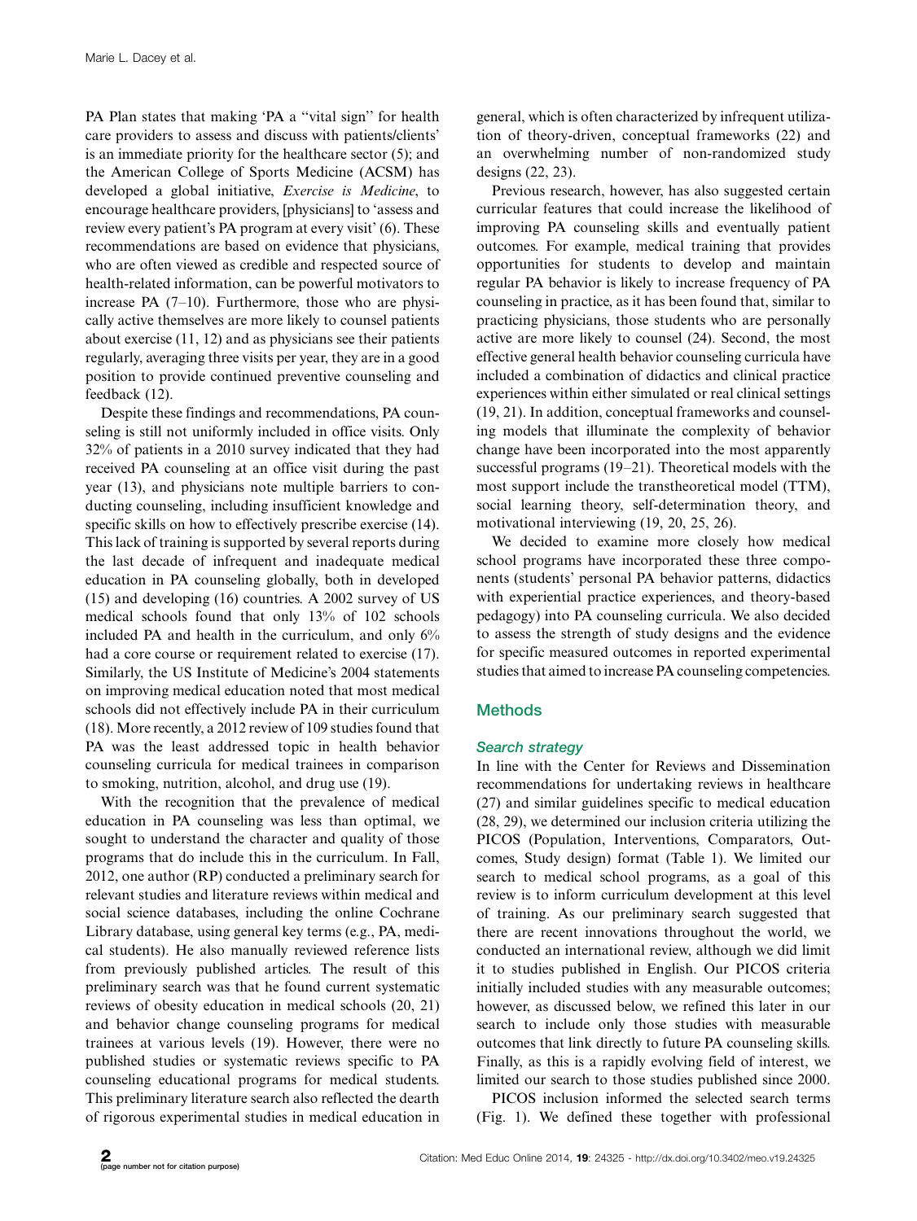PA Plan states that making 'PA a "vital sign" for health care providers to assess and discuss with patients/clients' is an immediate priority for the healthcare sector (5); and the American College of Sports Medicine (ACSM) has developed a global initiative, *Exercise is Medicine*, to encourage healthcare providers, [physicians] to 'assess and review every patient's PA program at every visit' (6). These recommendations are based on evidence that physicians, who are often viewed as credible and respected source of health-related information, can be powerful motivators to increase PA (7–10). Furthermore, those who are physically active themselves are more likely to counsel patients about exercise (11, 12) and as physicians see their patients regularly, averaging three visits per year, they are in a good position to provide continued preventive counseling and feedback (12).

Despite these findings and recommendations, PA counseling is still not uniformly included in office visits. Only 32% of patients in a 2010 survey indicated that they had received PA counseling at an office visit during the past year (13), and physicians note multiple barriers to conducting counseling, including insufficient knowledge and specific skills on how to effectively prescribe exercise (14). This lack of training is supported by several reports during the last decade of infrequent and inadequate medical education in PA counseling globally, both in developed (15) and developing (16) countries. A 2002 survey of US medical schools found that only 13% of 102 schools included PA and health in the curriculum, and only 6% had a core course or requirement related to exercise (17). Similarly, the US Institute of Medicine's 2004 statements on improving medical education noted that most medical schools did not effectively include PA in their curriculum (18). More recently, a 2012 review of 109 studies found that PA was the least addressed topic in health behavior counseling curricula for medical trainees in comparison to smoking, nutrition, alcohol, and drug use (19).

With the recognition that the prevalence of medical education in PA counseling was less than optimal, we sought to understand the character and quality of those programs that do include this in the curriculum. In Fall, 2012, one author (RP) conducted a preliminary search for relevant studies and literature reviews within medical and social science databases, including the online Cochrane Library database, using general key terms (e.g., PA, medical students). He also manually reviewed reference lists from previously published articles. The result of this preliminary search was that he found current systematic reviews of obesity education in medical schools (20, 21) and behavior change counseling programs for medical trainees at various levels (19). However, there were no published studies or systematic reviews specific to PA counseling educational programs for medical students. This preliminary literature search also reflected the dearth of rigorous experimental studies in medical education in general, which is often characterized by infrequent utilization of theory-driven, conceptual frameworks (22) and an overwhelming number of non-randomized study designs (22, 23).

Previous research, however, has also suggested certain curricular features that could increase the likelihood of improving PA counseling skills and eventually patient outcomes. For example, medical training that provides opportunities for students to develop and maintain regular PA behavior is likely to increase frequency of PA counseling in practice, as it has been found that, similar to practicing physicians, those students who are personally active are more likely to counsel (24). Second, the most effective general health behavior counseling curricula have included a combination of didactics and clinical practice experiences within either simulated or real clinical settings (19, 21). In addition, conceptual frameworks and counseling models that illuminate the complexity of behavior change have been incorporated into the most apparently successful programs (19–21). Theoretical models with the most support include the transtheoretical model (TTM), social learning theory, self-determination theory, and motivational interviewing (19, 20, 25, 26).

We decided to examine more closely how medical school programs have incorporated these three components (students' personal PA behavior patterns, didactics with experiential practice experiences, and theory-based pedagogy) into PA counseling curricula. We also decided to assess the strength of study designs and the evidence for specific measured outcomes in reported experimental studies that aimed to increase PA counseling competencies.

## Methods

### Search strategy

In line with the Center for Reviews and Dissemination recommendations for undertaking reviews in healthcare (27) and similar guidelines specific to medical education (28, 29), we determined our inclusion criteria utilizing the PICOS (Population, Interventions, Comparators, Outcomes, Study design) format (Table 1). We limited our search to medical school programs, as a goal of this review is to inform curriculum development at this level of training. As our preliminary search suggested that there are recent innovations throughout the world, we conducted an international review, although we did limit it to studies published in English. Our PICOS criteria initially included studies with any measurable outcomes; however, as discussed below, we refined this later in our search to include only those studies with measurable outcomes that link directly to future PA counseling skills. Finally, as this is a rapidly evolving field of interest, we limited our search to those studies published since 2000.

PICOS inclusion informed the selected search terms (Fig. 1). We defined these together with professional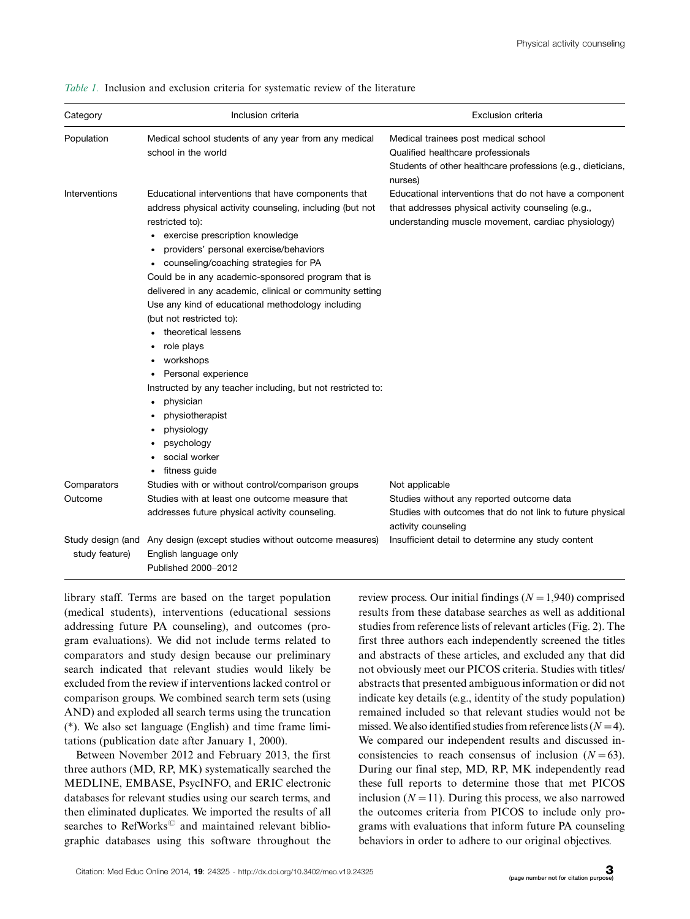*Table 1.* Inclusion and exclusion criteria for systematic review of the literature

| Category | Inclusion criteria | Exclusion criteria |
|---|---|---|
| Population | Medical school students of any year from any medical school in the world | Medical trainees post medical school<br>Qualified healthcare professionals<br>Students of other healthcare professions (e.g., dieticians, nurses) |
| Interventions | Educational interventions that have components that address physical activity counseling, including (but not restricted to):<br>• exercise prescription knowledge<br>• providers' personal exercise/behaviors<br>• counseling/coaching strategies for PA<br>Could be in any academic-sponsored program that is delivered in any academic, clinical or community setting<br>Use any kind of educational methodology including (but not restricted to):<br>• theoretical lessens<br>• role plays<br>• workshops<br>• Personal experience<br>Instructed by any teacher including, but not restricted to:<br>• physician<br>• physiotherapist<br>• physiology<br>• psychology<br>• social worker<br>• fitness guide | Educational interventions that do not have a component that addresses physical activity counseling (e.g., understanding muscle movement, cardiac physiology) |
| Comparators | Studies with or without control/comparison groups | Not applicable |
| Outcome | Studies with at least one outcome measure that addresses future physical activity counseling. | Studies without any reported outcome data<br>Studies with outcomes that do not link to future physical activity counseling |
| Study design (and study feature) | Any design (except studies without outcome measures)<br>English language only<br>Published 2000–2012 | Insufficient detail to determine any study content |

library staff. Terms are based on the target population (medical students), interventions (educational sessions addressing future PA counseling), and outcomes (program evaluations). We did not include terms related to comparators and study design because our preliminary search indicated that relevant studies would likely be excluded from the review if interventions lacked control or comparison groups. We combined search term sets (using AND) and exploded all search terms using the truncation (*). We also set language (English) and time frame limitations (publication date after January 1, 2000).

Between November 2012 and February 2013, the first three authors (MD, RP, MK) systematically searched the MEDLINE, EMBASE, PsycINFO, and ERIC electronic databases for relevant studies using our search terms, and then eliminated duplicates. We imported the results of all searches to RefWorks© and maintained relevant bibliographic databases using this software throughout the review process. Our initial findings ($N = 1{,}940$) comprised results from these database searches as well as additional studies from reference lists of relevant articles (Fig. 2). The first three authors each independently screened the titles and abstracts of these articles, and excluded any that did not obviously meet our PICOS criteria. Studies with titles/abstracts that presented ambiguous information or did not indicate key details (e.g., identity of the study population) remained included so that relevant studies would not be missed. We also identified studies from reference lists ($N = 4$). We compared our independent results and discussed inconsistencies to reach consensus of inclusion ($N = 63$). During our final step, MD, RP, MK independently read these full reports to determine those that met PICOS inclusion ($N = 11$). During this process, we also narrowed the outcomes criteria from PICOS to include only programs with evaluations that inform future PA counseling behaviors in order to adhere to our original objectives.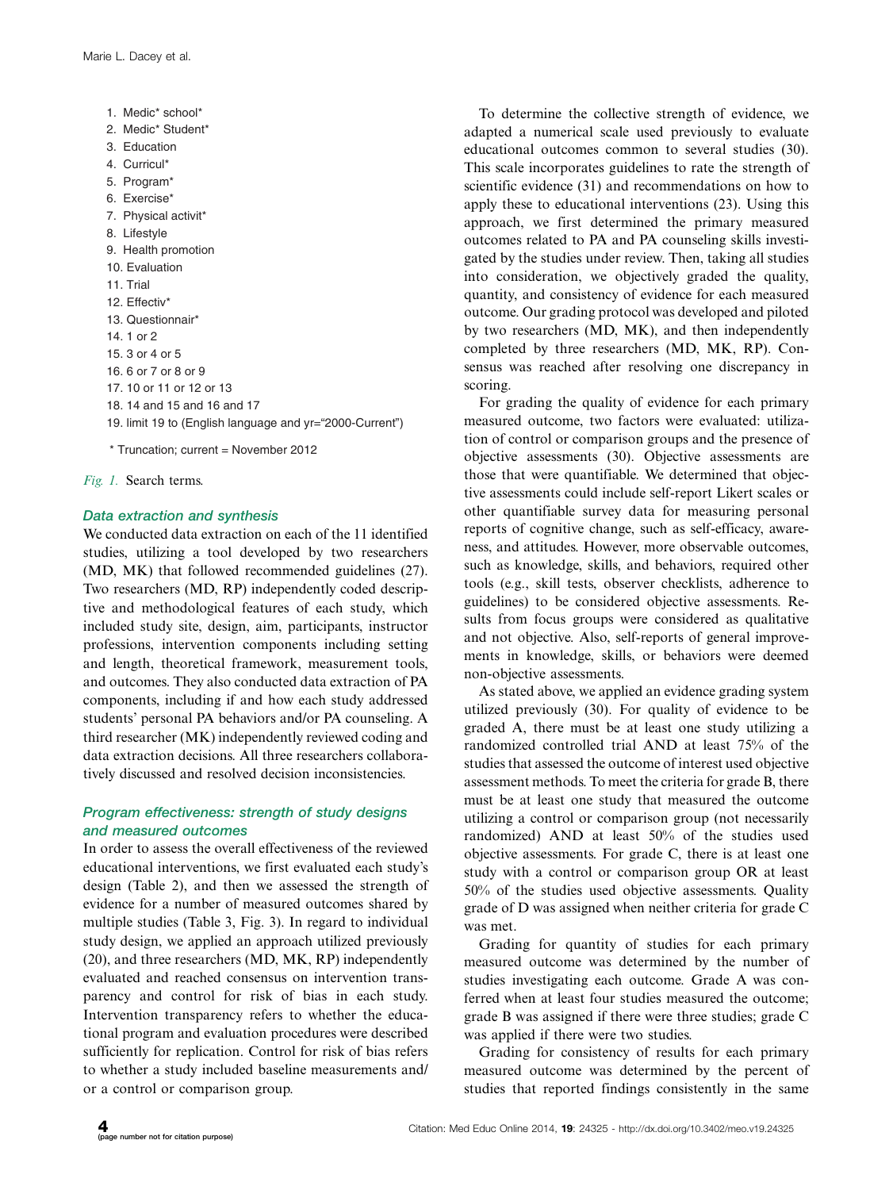1. Medic* school*
2. Medic* Student*
3. Education
4. Curricul*
5. Program*
6. Exercise*
7. Physical activit*
8. Lifestyle
9. Health promotion
10. Evaluation
11. Trial
12. Effectiv*
13. Questionnair*
14. 1 or 2
15. 3 or 4 or 5
16. 6 or 7 or 8 or 9
17. 10 or 11 or 12 or 13
18. 14 and 15 and 16 and 17
19. limit 19 to (English language and yr="2000-Current")

\* Truncation; current = November 2012

*Fig. 1.* Search terms.

### Data extraction and synthesis

We conducted data extraction on each of the 11 identified studies, utilizing a tool developed by two researchers (MD, MK) that followed recommended guidelines (27). Two researchers (MD, RP) independently coded descriptive and methodological features of each study, which included study site, design, aim, participants, instructor professions, intervention components including setting and length, theoretical framework, measurement tools, and outcomes. They also conducted data extraction of PA components, including if and how each study addressed students' personal PA behaviors and/or PA counseling. A third researcher (MK) independently reviewed coding and data extraction decisions. All three researchers collaboratively discussed and resolved decision inconsistencies.

### Program effectiveness: strength of study designs and measured outcomes

In order to assess the overall effectiveness of the reviewed educational interventions, we first evaluated each study's design (Table 2), and then we assessed the strength of evidence for a number of measured outcomes shared by multiple studies (Table 3, Fig. 3). In regard to individual study design, we applied an approach utilized previously (20), and three researchers (MD, MK, RP) independently evaluated and reached consensus on intervention transparency and control for risk of bias in each study. Intervention transparency refers to whether the educational program and evaluation procedures were described sufficiently for replication. Control for risk of bias refers to whether a study included baseline measurements and/or a control or comparison group.

To determine the collective strength of evidence, we adapted a numerical scale used previously to evaluate educational outcomes common to several studies (30). This scale incorporates guidelines to rate the strength of scientific evidence (31) and recommendations on how to apply these to educational interventions (23). Using this approach, we first determined the primary measured outcomes related to PA and PA counseling skills investigated by the studies under review. Then, taking all studies into consideration, we objectively graded the quality, quantity, and consistency of evidence for each measured outcome. Our grading protocol was developed and piloted by two researchers (MD, MK), and then independently completed by three researchers (MD, MK, RP). Consensus was reached after resolving one discrepancy in scoring.

For grading the quality of evidence for each primary measured outcome, two factors were evaluated: utilization of control or comparison groups and the presence of objective assessments (30). Objective assessments are those that were quantifiable. We determined that objective assessments could include self-report Likert scales or other quantifiable survey data for measuring personal reports of cognitive change, such as self-efficacy, awareness, and attitudes. However, more observable outcomes, such as knowledge, skills, and behaviors, required other tools (e.g., skill tests, observer checklists, adherence to guidelines) to be considered objective assessments. Results from focus groups were considered as qualitative and not objective. Also, self-reports of general improvements in knowledge, skills, or behaviors were deemed non-objective assessments.

As stated above, we applied an evidence grading system utilized previously (30). For quality of evidence to be graded A, there must be at least one study utilizing a randomized controlled trial AND at least 75% of the studies that assessed the outcome of interest used objective assessment methods. To meet the criteria for grade B, there must be at least one study that measured the outcome utilizing a control or comparison group (not necessarily randomized) AND at least 50% of the studies used objective assessments. For grade C, there is at least one study with a control or comparison group OR at least 50% of the studies used objective assessments. Quality grade of D was assigned when neither criteria for grade C was met.

Grading for quantity of studies for each primary measured outcome was determined by the number of studies investigating each outcome. Grade A was conferred when at least four studies measured the outcome; grade B was assigned if there were three studies; grade C was applied if there were two studies.

Grading for consistency of results for each primary measured outcome was determined by the percent of studies that reported findings consistently in the same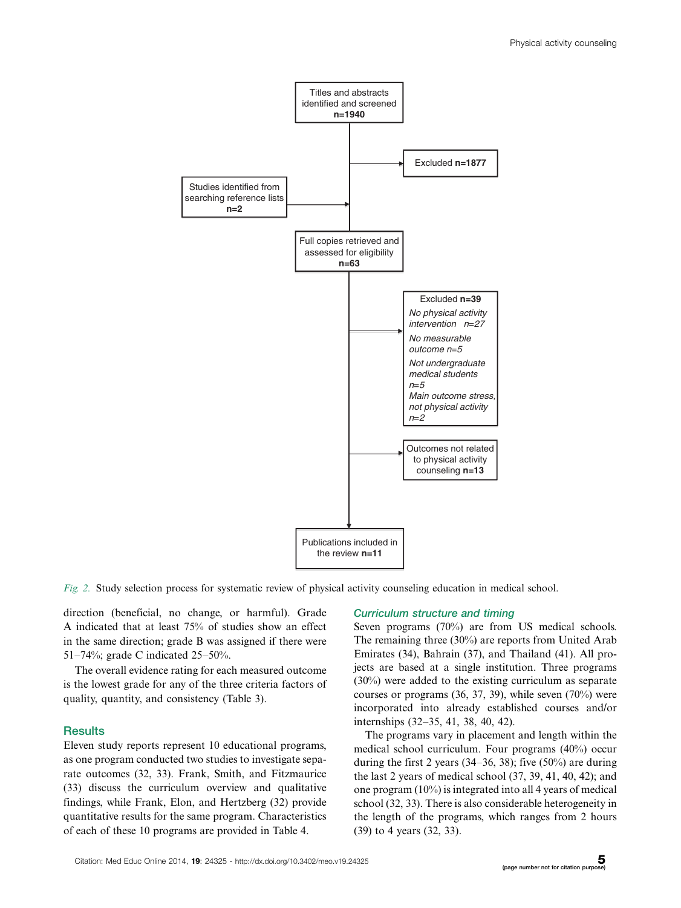Titles and abstracts identified and screened **n=1940**

Excluded **n=1877**

Studies identified from searching reference lists **n=2**

Full copies retrieved and assessed for eligibility **n=63**

Excluded **n=39**

*No physical activity intervention n=27*

*No measurable outcome n=5*

*Not undergraduate medical students n=5*

*Main outcome stress, not physical activity n=2*

Outcomes not related to physical activity counseling **n=13**

Publications included in the review **n=11**

*Fig. 2.* Study selection process for systematic review of physical activity counseling education in medical school.

direction (beneficial, no change, or harmful). Grade A indicated that at least 75% of studies show an effect in the same direction; grade B was assigned if there were 51–74%; grade C indicated 25–50%.

The overall evidence rating for each measured outcome is the lowest grade for any of the three criteria factors of quality, quantity, and consistency (Table 3).

## Results

Eleven study reports represent 10 educational programs, as one program conducted two studies to investigate separate outcomes (32, 33). Frank, Smith, and Fitzmaurice (33) discuss the curriculum overview and qualitative findings, while Frank, Elon, and Hertzberg (32) provide quantitative results for the same program. Characteristics of each of these 10 programs are provided in Table 4.

### Curriculum structure and timing

Seven programs (70%) are from US medical schools. The remaining three (30%) are reports from United Arab Emirates (34), Bahrain (37), and Thailand (41). All projects are based at a single institution. Three programs (30%) were added to the existing curriculum as separate courses or programs (36, 37, 39), while seven (70%) were incorporated into already established courses and/or internships (32–35, 41, 38, 40, 42).

The programs vary in placement and length within the medical school curriculum. Four programs (40%) occur during the first 2 years (34–36, 38); five (50%) are during the last 2 years of medical school (37, 39, 41, 40, 42); and one program (10%) is integrated into all 4 years of medical school (32, 33). There is also considerable heterogeneity in the length of the programs, which ranges from 2 hours (39) to 4 years (32, 33).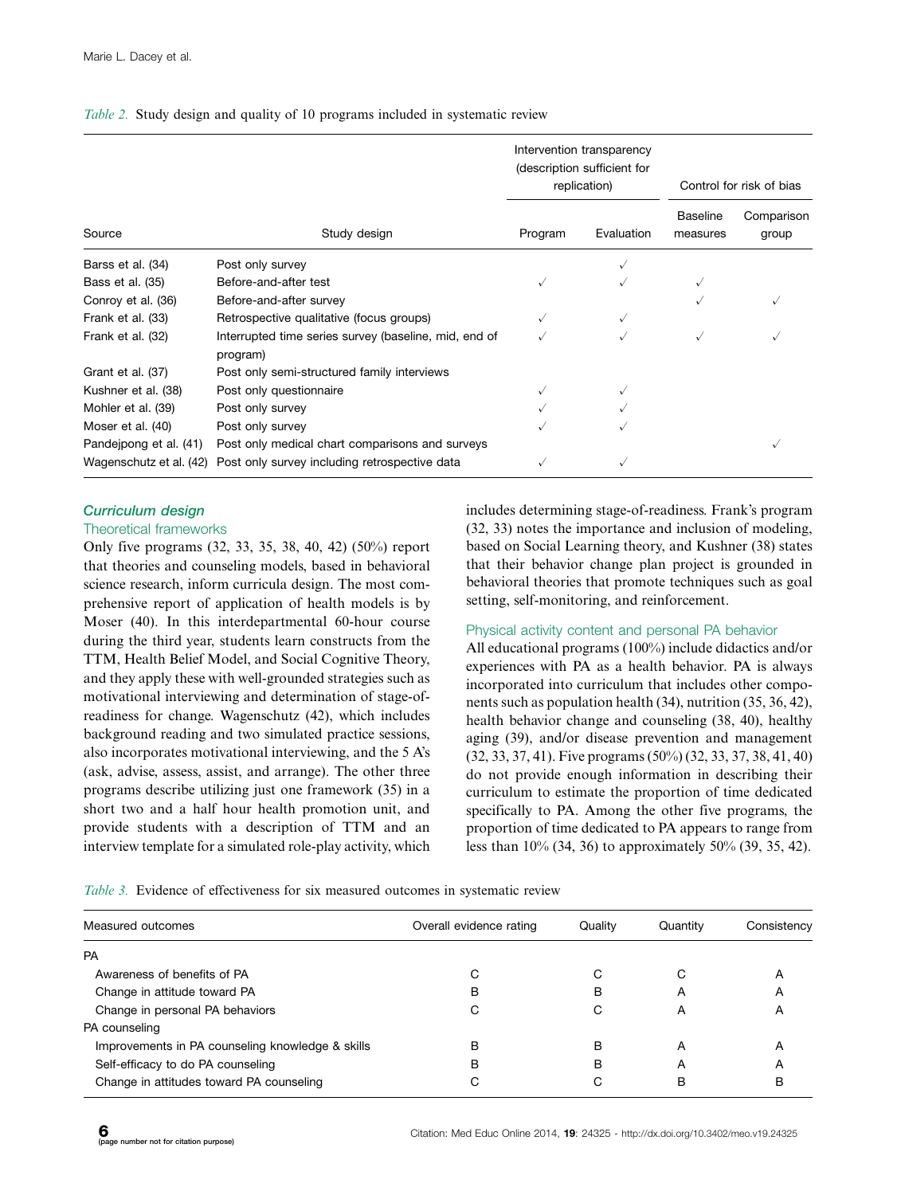*Table 2.* Study design and quality of 10 programs included in systematic review

| Source | Study design | Intervention transparency (description sufficient for replication) | | Control for risk of bias | |
|---|---|---|---|---|---|
| | | Program | Evaluation | Baseline measures | Comparison group |
| Barss et al. (34) | Post only survey | | ✓ | | |
| Bass et al. (35) | Before-and-after test | ✓ | ✓ | ✓ | |
| Conroy et al. (36) | Before-and-after survey | | | ✓ | ✓ |
| Frank et al. (33) | Retrospective qualitative (focus groups) | ✓ | ✓ | | |
| Frank et al. (32) | Interrupted time series survey (baseline, mid, end of program) | ✓ | ✓ | ✓ | ✓ |
| Grant et al. (37) | Post only semi-structured family interviews | | | | |
| Kushner et al. (38) | Post only questionnaire | ✓ | ✓ | | |
| Mohler et al. (39) | Post only survey | ✓ | ✓ | | |
| Moser et al. (40) | Post only survey | ✓ | ✓ | | |
| Pandejpong et al. (41) | Post only medical chart comparisons and surveys | | | | ✓ |
| Wagenschutz et al. (42) | Post only survey including retrospective data | ✓ | ✓ | | |

## Curriculum design

### Theoretical frameworks

Only five programs (32, 33, 35, 38, 40, 42) (50%) report that theories and counseling models, based in behavioral science research, inform curricula design. The most comprehensive report of application of health models is by Moser (40). In this interdepartmental 60-hour course during the third year, students learn constructs from the TTM, Health Belief Model, and Social Cognitive Theory, and they apply these with well-grounded strategies such as motivational interviewing and determination of stage-of-readiness for change. Wagenschutz (42), which includes background reading and two simulated practice sessions, also incorporates motivational interviewing, and the 5 A's (ask, advise, assess, assist, and arrange). The other three programs describe utilizing just one framework (35) in a short two and a half hour health promotion unit, and provide students with a description of TTM and an interview template for a simulated role-play activity, which includes determining stage-of-readiness. Frank's program (32, 33) notes the importance and inclusion of modeling, based on Social Learning theory, and Kushner (38) states that their behavior change plan project is grounded in behavioral theories that promote techniques such as goal setting, self-monitoring, and reinforcement.

### Physical activity content and personal PA behavior

All educational programs (100%) include didactics and/or experiences with PA as a health behavior. PA is always incorporated into curriculum that includes other components such as population health (34), nutrition (35, 36, 42), health behavior change and counseling (38, 40), healthy aging (39), and/or disease prevention and management (32, 33, 37, 41). Five programs (50%) (32, 33, 37, 38, 41, 40) do not provide enough information in describing their curriculum to estimate the proportion of time dedicated specifically to PA. Among the other five programs, the proportion of time dedicated to PA appears to range from less than 10% (34, 36) to approximately 50% (39, 35, 42).

*Table 3.* Evidence of effectiveness for six measured outcomes in systematic review

| Measured outcomes | Overall evidence rating | Quality | Quantity | Consistency |
|---|---|---|---|---|
| PA | | | | |
| Awareness of benefits of PA | C | C | C | A |
| Change in attitude toward PA | B | B | A | A |
| Change in personal PA behaviors | C | C | A | A |
| PA counseling | | | | |
| Improvements in PA counseling knowledge & skills | B | B | A | A |
| Self-efficacy to do PA counseling | B | B | A | A |
| Change in attitudes toward PA counseling | C | C | B | B |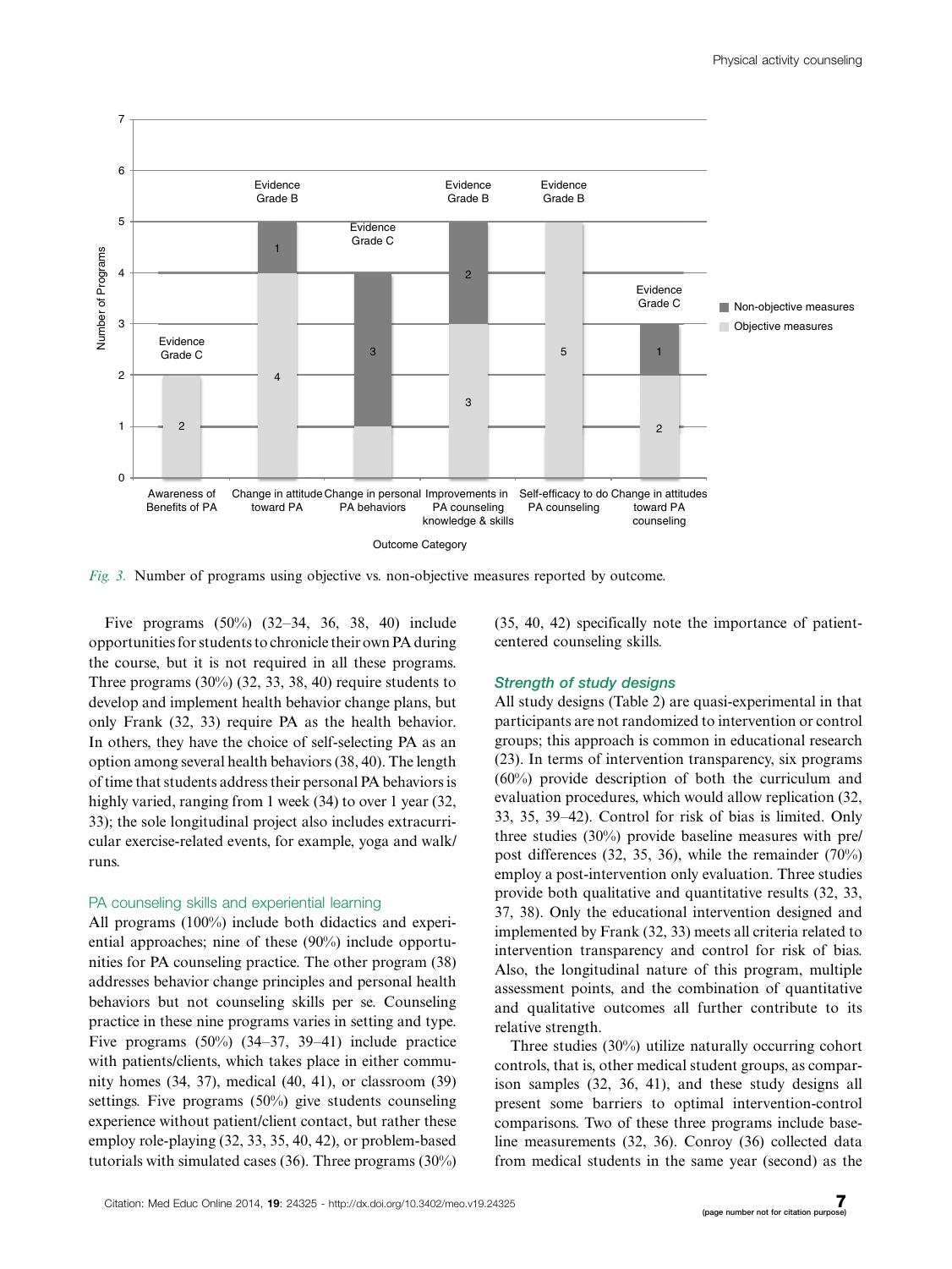*Fig. 3.* Number of programs using objective vs. non-objective measures reported by outcome.

Five programs (50%) (32–34, 36, 38, 40) include opportunities for students to chronicle their own PA during the course, but it is not required in all these programs. Three programs (30%) (32, 33, 38, 40) require students to develop and implement health behavior change plans, but only Frank (32, 33) require PA as the health behavior. In others, they have the choice of self-selecting PA as an option among several health behaviors (38, 40). The length of time that students address their personal PA behaviors is highly varied, ranging from 1 week (34) to over 1 year (32, 33); the sole longitudinal project also includes extracurricular exercise-related events, for example, yoga and walk/runs.

### PA counseling skills and experiential learning

All programs (100%) include both didactics and experiential approaches; nine of these (90%) include opportunities for PA counseling practice. The other program (38) addresses behavior change principles and personal health behaviors but not counseling skills per se. Counseling practice in these nine programs varies in setting and type. Five programs (50%) (34–37, 39–41) include practice with patients/clients, which takes place in either community homes (34, 37), medical (40, 41), or classroom (39) settings. Five programs (50%) give students counseling experience without patient/client contact, but rather these employ role-playing (32, 33, 35, 40, 42), or problem-based tutorials with simulated cases (36). Three programs (30%) (35, 40, 42) specifically note the importance of patient-centered counseling skills.

### Strength of study designs

All study designs (Table 2) are quasi-experimental in that participants are not randomized to intervention or control groups; this approach is common in educational research (23). In terms of intervention transparency, six programs (60%) provide description of both the curriculum and evaluation procedures, which would allow replication (32, 33, 35, 39–42). Control for risk of bias is limited. Only three studies (30%) provide baseline measures with pre/post differences (32, 35, 36), while the remainder (70%) employ a post-intervention only evaluation. Three studies provide both qualitative and quantitative results (32, 33, 37, 38). Only the educational intervention designed and implemented by Frank (32, 33) meets all criteria related to intervention transparency and control for risk of bias. Also, the longitudinal nature of this program, multiple assessment points, and the combination of quantitative and qualitative outcomes all further contribute to its relative strength.

Three studies (30%) utilize naturally occurring cohort controls, that is, other medical student groups, as comparison samples (32, 36, 41), and these study designs all present some barriers to optimal intervention-control comparisons. Two of these three programs include baseline measurements (32, 36). Conroy (36) collected data from medical students in the same year (second) as the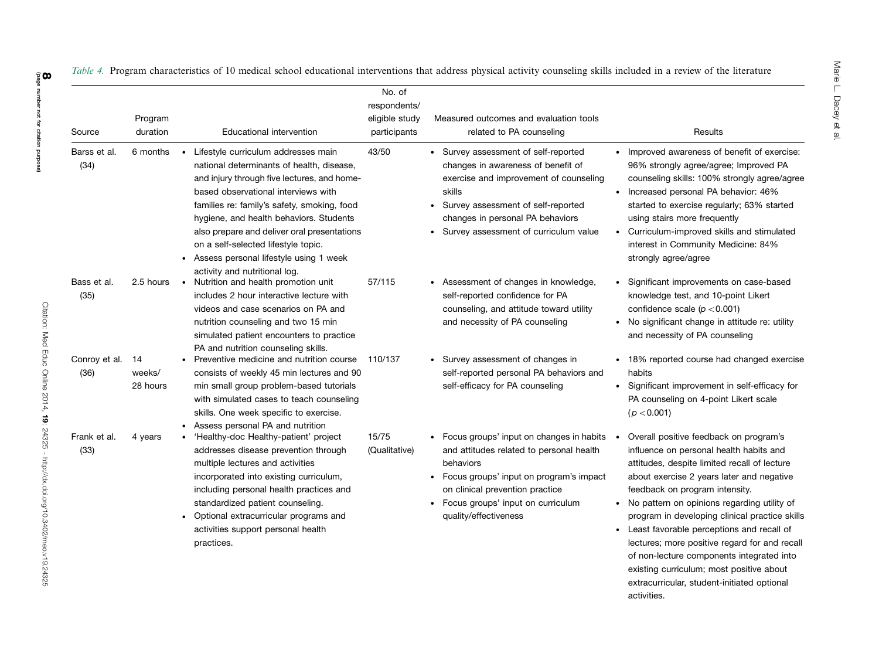*Table 4.* Program characteristics of 10 medical school educational interventions that address physical activity counseling skills included in a review of the literature

| Source | Program duration | Educational intervention | No. of respondents/ eligible study participants | Measured outcomes and evaluation tools related to PA counseling | Results |
|---|---|---|---|---|---|
| Barss et al. (34) | 6 months | • Lifestyle curriculum addresses main national determinants of health, disease, and injury through five lectures, and home-based observational interviews with families re: family's safety, smoking, food hygiene, and health behaviors. Students also prepare and deliver oral presentations on a self-selected lifestyle topic. • Assess personal lifestyle using 1 week activity and nutritional log. | 43/50 | • Survey assessment of self-reported changes in awareness of benefit of exercise and improvement of counseling skills • Survey assessment of self-reported changes in personal PA behaviors • Survey assessment of curriculum value | • Improved awareness of benefit of exercise: 96% strongly agree/agree; Improved PA counseling skills: 100% strongly agree/agree • Increased personal PA behavior: 46% started to exercise regularly; 63% started using stairs more frequently • Curriculum-improved skills and stimulated interest in Community Medicine: 84% strongly agree/agree |
| Bass et al. (35) | 2.5 hours | • Nutrition and health promotion unit includes 2 hour interactive lecture with videos and case scenarios on PA and nutrition counseling and two 15 min simulated patient encounters to practice PA and nutrition counseling skills. | 57/115 | • Assessment of changes in knowledge, self-reported confidence for PA counseling, and attitude toward utility and necessity of PA counseling | • Significant improvements on case-based knowledge test, and 10-point Likert confidence scale ($p < 0.001$) • No significant change in attitude re: utility and necessity of PA counseling |
| Conroy et al. (36) | 14 weeks/ 28 hours | • Preventive medicine and nutrition course consists of weekly 45 min lectures and 90 min small group problem-based tutorials with simulated cases to teach counseling skills. One week specific to exercise. • Assess personal PA and nutrition | 110/137 | • Survey assessment of changes in self-reported personal PA behaviors and self-efficacy for PA counseling | • 18% reported course had changed exercise habits • Significant improvement in self-efficacy for PA counseling on 4-point Likert scale ($p < 0.001$) |
| Frank et al. (33) | 4 years | • 'Healthy-doc Healthy-patient' project addresses disease prevention through multiple lectures and activities incorporated into existing curriculum, including personal health practices and standardized patient counseling. • Optional extracurricular programs and activities support personal health practices. | 15/75 (Qualitative) | • Focus groups' input on changes in habits and attitudes related to personal health behaviors • Focus groups' input on program's impact on clinical prevention practice • Focus groups' input on curriculum quality/effectiveness | • Overall positive feedback on program's influence on personal health habits and attitudes, despite limited recall of lecture about exercise 2 years later and negative feedback on program intensity. • No pattern on opinions regarding utility of program in developing clinical practice skills • Least favorable perceptions and recall of lectures; more positive regard for and recall of non-lecture components integrated into existing curriculum; most positive about extracurricular, student-initiated optional activities. |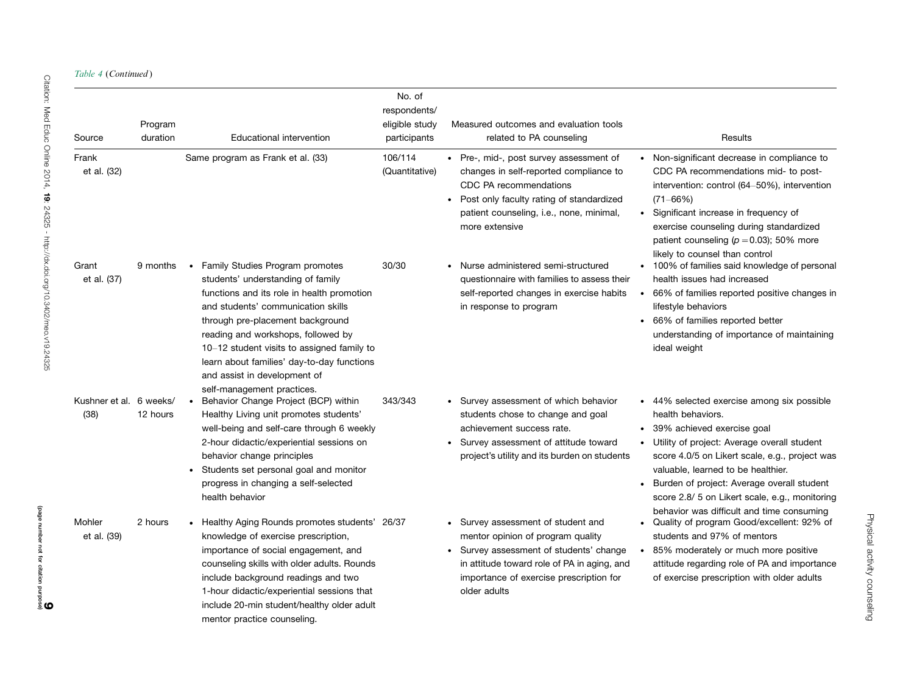*Table 4 (Continued)*

| Source | Program duration | Educational intervention | No. of respondents/ eligible study participants | Measured outcomes and evaluation tools related to PA counseling | Results |
|---|---|---|---|---|---|
| Frank et al. (32) | | Same program as Frank et al. (33) | 106/114 (Quantitative) | • Pre-, mid-, post survey assessment of changes in self-reported compliance to CDC PA recommendations<br>• Post only faculty rating of standardized patient counseling, i.e., none, minimal, more extensive | • Non-significant decrease in compliance to CDC PA recommendations mid- to post-intervention: control (64–50%), intervention (71–66%)<br>• Significant increase in frequency of exercise counseling during standardized patient counseling ($p = 0.03$); 50% more likely to counsel than control |
| Grant et al. (37) | 9 months | • Family Studies Program promotes students' understanding of family functions and its role in health promotion and students' communication skills through pre-placement background reading and workshops, followed by 10–12 student visits to assigned family to learn about families' day-to-day functions and assist in development of self-management practices. | 30/30 | • Nurse administered semi-structured questionnaire with families to assess their self-reported changes in exercise habits in response to program | • 100% of families said knowledge of personal health issues had increased<br>• 66% of families reported positive changes in lifestyle behaviors<br>• 66% of families reported better understanding of importance of maintaining ideal weight |
| Kushner et al. (38) | 6 weeks/ 12 hours | • Behavior Change Project (BCP) within Healthy Living unit promotes students' well-being and self-care through 6 weekly 2-hour didactic/experiential sessions on behavior change principles<br>• Students set personal goal and monitor progress in changing a self-selected health behavior | 343/343 | • Survey assessment of which behavior students chose to change and goal achievement success rate.<br>• Survey assessment of attitude toward project's utility and its burden on students | • 44% selected exercise among six possible health behaviors.<br>• 39% achieved exercise goal<br>• Utility of project: Average overall student score 4.0/5 on Likert scale, e.g., project was valuable, learned to be healthier.<br>• Burden of project: Average overall student score 2.8/ 5 on Likert scale, e.g., monitoring behavior was difficult and time consuming |
| Mohler et al. (39) | 2 hours | • Healthy Aging Rounds promotes students' knowledge of exercise prescription, importance of social engagement, and counseling skills with older adults. Rounds include background readings and two 1-hour didactic/experiential sessions that include 20-min student/healthy older adult mentor practice counseling. | 26/37 | • Survey assessment of student and mentor opinion of program quality<br>• Survey assessment of students' change in attitude toward role of PA in aging, and importance of exercise prescription for older adults | • Quality of program Good/excellent: 92% of students and 97% of mentors<br>• 85% moderately or much more positive attitude regarding role of PA and importance of exercise prescription with older adults |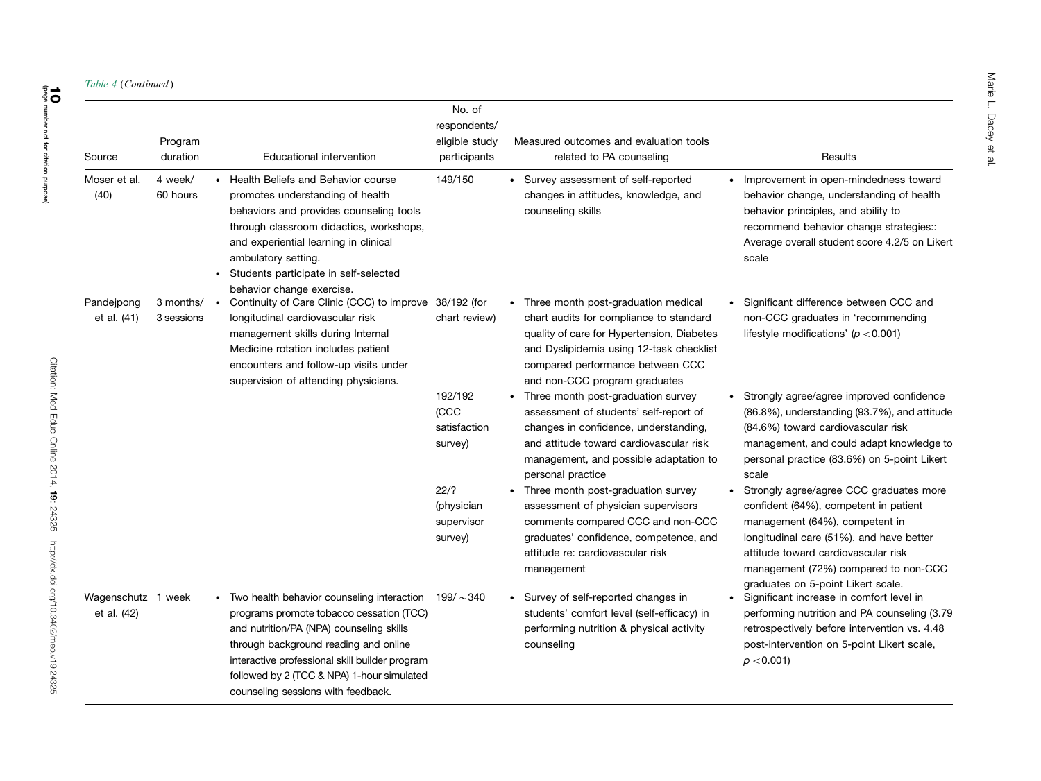*Table 4* (*Continued*)

| Source | Program duration | Educational intervention | No. of respondents/ eligible study participants | Measured outcomes and evaluation tools related to PA counseling | Results |
|---|---|---|---|---|---|
| Moser et al. (40) | 4 week/ 60 hours | • Health Beliefs and Behavior course promotes understanding of health behaviors and provides counseling tools through classroom didactics, workshops, and experiential learning in clinical ambulatory setting. • Students participate in self-selected behavior change exercise. | 149/150 | • Survey assessment of self-reported changes in attitudes, knowledge, and counseling skills | • Improvement in open-mindedness toward behavior change, understanding of health behavior principles, and ability to recommend behavior change strategies:: Average overall student score 4.2/5 on Likert scale |
| Pandejpong et al. (41) | 3 months/ 3 sessions | • Continuity of Care Clinic (CCC) to improve longitudinal cardiovascular risk management skills during Internal Medicine rotation includes patient encounters and follow-up visits under supervision of attending physicians. | 38/192 (for chart review) | • Three month post-graduation medical chart audits for compliance to standard quality of care for Hypertension, Diabetes and Dyslipidemia using 12-task checklist compared performance between CCC and non-CCC program graduates | • Significant difference between CCC and non-CCC graduates in 'recommending lifestyle modifications' ($p < 0.001$) |
| | | | 192/192 (CCC satisfaction survey) | • Three month post-graduation survey assessment of students' self-report of changes in confidence, understanding, and attitude toward cardiovascular risk management, and possible adaptation to personal practice | • Strongly agree/agree improved confidence (86.8%), understanding (93.7%), and attitude (84.6%) toward cardiovascular risk management, and could adapt knowledge to personal practice (83.6%) on 5-point Likert scale |
| | | | 22/? (physician supervisor survey) | • Three month post-graduation survey assessment of physician supervisors comments compared CCC and non-CCC graduates' confidence, competence, and attitude re: cardiovascular risk management | • Strongly agree/agree CCC graduates more confident (64%), competent in patient management (64%), competent in longitudinal care (51%), and have better attitude toward cardiovascular risk management (72%) compared to non-CCC graduates on 5-point Likert scale. |
| Wagenschutz et al. (42) | 1 week | • Two health behavior counseling interaction programs promote tobacco cessation (TCC) and nutrition/PA (NPA) counseling skills through background reading and online interactive professional skill builder program followed by 2 (TCC & NPA) 1-hour simulated counseling sessions with feedback. | 199/ $\sim$340 | • Survey of self-reported changes in students' comfort level (self-efficacy) in performing nutrition & physical activity counseling | • Significant increase in comfort level in performing nutrition and PA counseling (3.79 retrospectively before intervention vs. 4.48 post-intervention on 5-point Likert scale, $p < 0.001$) |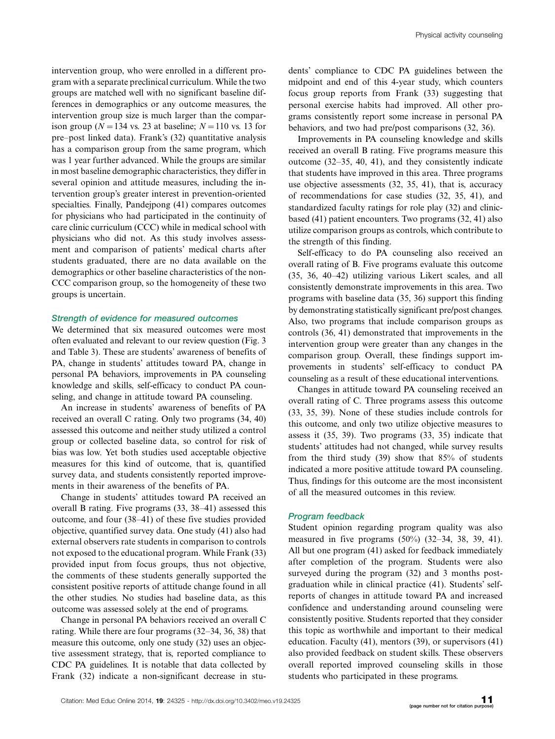intervention group, who were enrolled in a different program with a separate preclinical curriculum. While the two groups are matched well with no significant baseline differences in demographics or any outcome measures, the intervention group size is much larger than the comparison group ($N = 134$ vs. 23 at baseline; $N = 110$ vs. 13 for pre–post linked data). Frank's (32) quantitative analysis has a comparison group from the same program, which was 1 year further advanced. While the groups are similar in most baseline demographic characteristics, they differ in several opinion and attitude measures, including the intervention group's greater interest in prevention-oriented specialties. Finally, Pandejpong (41) compares outcomes for physicians who had participated in the continuity of care clinic curriculum (CCC) while in medical school with physicians who did not. As this study involves assessment and comparison of patients' medical charts after students graduated, there are no data available on the demographics or other baseline characteristics of the non-CCC comparison group, so the homogeneity of these two groups is uncertain.

### *Strength of evidence for measured outcomes*

We determined that six measured outcomes were most often evaluated and relevant to our review question (Fig. 3 and Table 3). These are students' awareness of benefits of PA, change in students' attitudes toward PA, change in personal PA behaviors, improvements in PA counseling knowledge and skills, self-efficacy to conduct PA counseling, and change in attitude toward PA counseling.

An increase in students' awareness of benefits of PA received an overall C rating. Only two programs (34, 40) assessed this outcome and neither study utilized a control group or collected baseline data, so control for risk of bias was low. Yet both studies used acceptable objective measures for this kind of outcome, that is, quantified survey data, and students consistently reported improvements in their awareness of the benefits of PA.

Change in students' attitudes toward PA received an overall B rating. Five programs (33, 38–41) assessed this outcome, and four (38–41) of these five studies provided objective, quantified survey data. One study (41) also had external observers rate students in comparison to controls not exposed to the educational program. While Frank (33) provided input from focus groups, thus not objective, the comments of these students generally supported the consistent positive reports of attitude change found in all the other studies. No studies had baseline data, as this outcome was assessed solely at the end of programs.

Change in personal PA behaviors received an overall C rating. While there are four programs (32–34, 36, 38) that measure this outcome, only one study (32) uses an objective assessment strategy, that is, reported compliance to CDC PA guidelines. It is notable that data collected by Frank (32) indicate a non-significant decrease in students' compliance to CDC PA guidelines between the midpoint and end of this 4-year study, which counters focus group reports from Frank (33) suggesting that personal exercise habits had improved. All other programs consistently report some increase in personal PA behaviors, and two had pre/post comparisons (32, 36).

Improvements in PA counseling knowledge and skills received an overall B rating. Five programs measure this outcome (32–35, 40, 41), and they consistently indicate that students have improved in this area. Three programs use objective assessments (32, 35, 41), that is, accuracy of recommendations for case studies (32, 35, 41), and standardized faculty ratings for role play (32) and clinic-based (41) patient encounters. Two programs (32, 41) also utilize comparison groups as controls, which contribute to the strength of this finding.

Self-efficacy to do PA counseling also received an overall rating of B. Five programs evaluate this outcome (35, 36, 40–42) utilizing various Likert scales, and all consistently demonstrate improvements in this area. Two programs with baseline data (35, 36) support this finding by demonstrating statistically significant pre/post changes. Also, two programs that include comparison groups as controls (36, 41) demonstrated that improvements in the intervention group were greater than any changes in the comparison group. Overall, these findings support improvements in students' self-efficacy to conduct PA counseling as a result of these educational interventions.

Changes in attitude toward PA counseling received an overall rating of C. Three programs assess this outcome (33, 35, 39). None of these studies include controls for this outcome, and only two utilize objective measures to assess it (35, 39). Two programs (33, 35) indicate that students' attitudes had not changed, while survey results from the third study (39) show that 85% of students indicated a more positive attitude toward PA counseling. Thus, findings for this outcome are the most inconsistent of all the measured outcomes in this review.

### *Program feedback*

Student opinion regarding program quality was also measured in five programs (50%) (32–34, 38, 39, 41). All but one program (41) asked for feedback immediately after completion of the program. Students were also surveyed during the program (32) and 3 months post-graduation while in clinical practice (41). Students' self-reports of changes in attitude toward PA and increased confidence and understanding around counseling were consistently positive. Students reported that they consider this topic as worthwhile and important to their medical education. Faculty (41), mentors (39), or supervisors (41) also provided feedback on student skills. These observers overall reported improved counseling skills in those students who participated in these programs.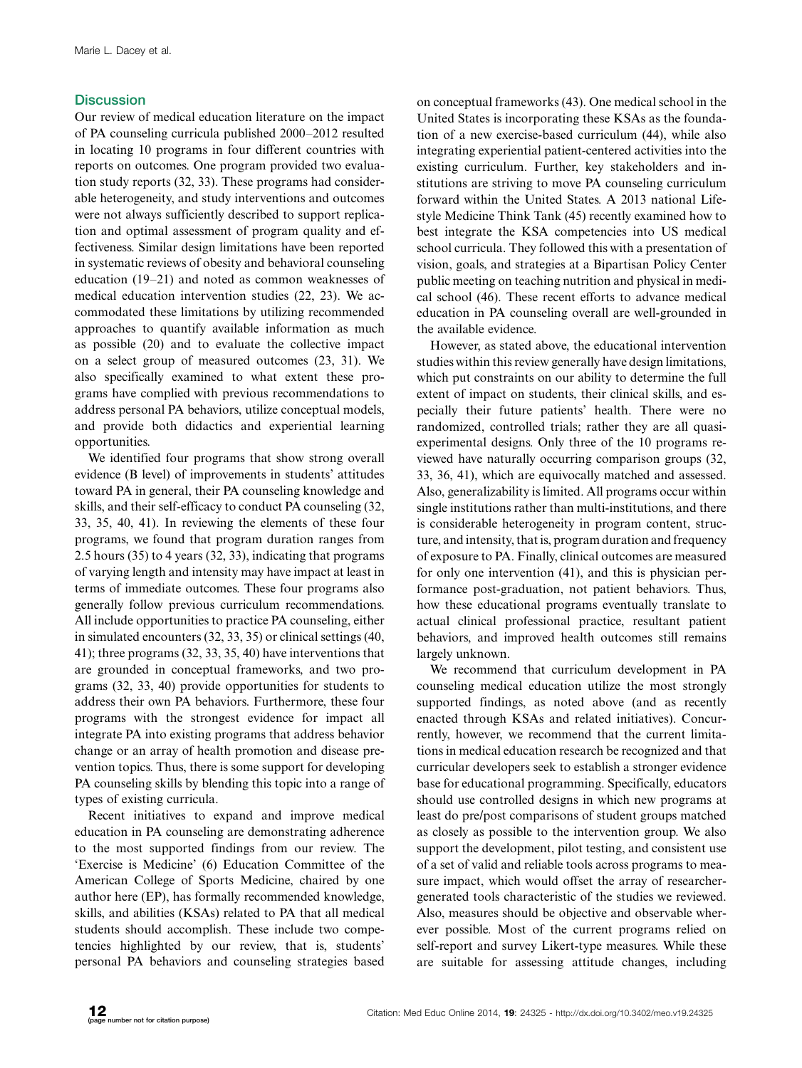## Discussion

Our review of medical education literature on the impact of PA counseling curricula published 2000–2012 resulted in locating 10 programs in four different countries with reports on outcomes. One program provided two evaluation study reports (32, 33). These programs had considerable heterogeneity, and study interventions and outcomes were not always sufficiently described to support replication and optimal assessment of program quality and effectiveness. Similar design limitations have been reported in systematic reviews of obesity and behavioral counseling education (19–21) and noted as common weaknesses of medical education intervention studies (22, 23). We accommodated these limitations by utilizing recommended approaches to quantify available information as much as possible (20) and to evaluate the collective impact on a select group of measured outcomes (23, 31). We also specifically examined to what extent these programs have complied with previous recommendations to address personal PA behaviors, utilize conceptual models, and provide both didactics and experiential learning opportunities.

We identified four programs that show strong overall evidence (B level) of improvements in students' attitudes toward PA in general, their PA counseling knowledge and skills, and their self-efficacy to conduct PA counseling (32, 33, 35, 40, 41). In reviewing the elements of these four programs, we found that program duration ranges from 2.5 hours (35) to 4 years (32, 33), indicating that programs of varying length and intensity may have impact at least in terms of immediate outcomes. These four programs also generally follow previous curriculum recommendations. All include opportunities to practice PA counseling, either in simulated encounters (32, 33, 35) or clinical settings (40, 41); three programs (32, 33, 35, 40) have interventions that are grounded in conceptual frameworks, and two programs (32, 33, 40) provide opportunities for students to address their own PA behaviors. Furthermore, these four programs with the strongest evidence for impact all integrate PA into existing programs that address behavior change or an array of health promotion and disease prevention topics. Thus, there is some support for developing PA counseling skills by blending this topic into a range of types of existing curricula.

Recent initiatives to expand and improve medical education in PA counseling are demonstrating adherence to the most supported findings from our review. The 'Exercise is Medicine' (6) Education Committee of the American College of Sports Medicine, chaired by one author here (EP), has formally recommended knowledge, skills, and abilities (KSAs) related to PA that all medical students should accomplish. These include two competencies highlighted by our review, that is, students' personal PA behaviors and counseling strategies based on conceptual frameworks (43). One medical school in the United States is incorporating these KSAs as the foundation of a new exercise-based curriculum (44), while also integrating experiential patient-centered activities into the existing curriculum. Further, key stakeholders and institutions are striving to move PA counseling curriculum forward within the United States. A 2013 national Lifestyle Medicine Think Tank (45) recently examined how to best integrate the KSA competencies into US medical school curricula. They followed this with a presentation of vision, goals, and strategies at a Bipartisan Policy Center public meeting on teaching nutrition and physical in medical school (46). These recent efforts to advance medical education in PA counseling overall are well-grounded in the available evidence.

However, as stated above, the educational intervention studies within this review generally have design limitations, which put constraints on our ability to determine the full extent of impact on students, their clinical skills, and especially their future patients' health. There were no randomized, controlled trials; rather they are all quasi-experimental designs. Only three of the 10 programs reviewed have naturally occurring comparison groups (32, 33, 36, 41), which are equivocally matched and assessed. Also, generalizability is limited. All programs occur within single institutions rather than multi-institutions, and there is considerable heterogeneity in program content, structure, and intensity, that is, program duration and frequency of exposure to PA. Finally, clinical outcomes are measured for only one intervention (41), and this is physician performance post-graduation, not patient behaviors. Thus, how these educational programs eventually translate to actual clinical professional practice, resultant patient behaviors, and improved health outcomes still remains largely unknown.

We recommend that curriculum development in PA counseling medical education utilize the most strongly supported findings, as noted above (and as recently enacted through KSAs and related initiatives). Concurrently, however, we recommend that the current limitations in medical education research be recognized and that curricular developers seek to establish a stronger evidence base for educational programming. Specifically, educators should use controlled designs in which new programs at least do pre/post comparisons of student groups matched as closely as possible to the intervention group. We also support the development, pilot testing, and consistent use of a set of valid and reliable tools across programs to measure impact, which would offset the array of researcher-generated tools characteristic of the studies we reviewed. Also, measures should be objective and observable wherever possible. Most of the current programs relied on self-report and survey Likert-type measures. While these are suitable for assessing attitude changes, including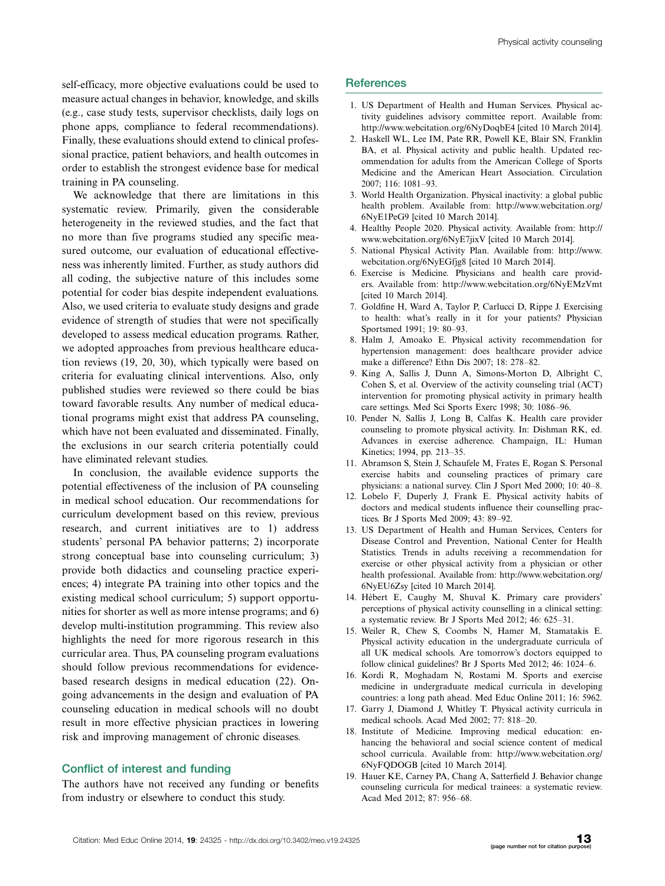self-efficacy, more objective evaluations could be used to measure actual changes in behavior, knowledge, and skills (e.g., case study tests, supervisor checklists, daily logs on phone apps, compliance to federal recommendations). Finally, these evaluations should extend to clinical professional practice, patient behaviors, and health outcomes in order to establish the strongest evidence base for medical training in PA counseling.

We acknowledge that there are limitations in this systematic review. Primarily, given the considerable heterogeneity in the reviewed studies, and the fact that no more than five programs studied any specific measured outcome, our evaluation of educational effectiveness was inherently limited. Further, as study authors did all coding, the subjective nature of this includes some potential for coder bias despite independent evaluations. Also, we used criteria to evaluate study designs and grade evidence of strength of studies that were not specifically developed to assess medical education programs. Rather, we adopted approaches from previous healthcare education reviews (19, 20, 30), which typically were based on criteria for evaluating clinical interventions. Also, only published studies were reviewed so there could be bias toward favorable results. Any number of medical educational programs might exist that address PA counseling, which have not been evaluated and disseminated. Finally, the exclusions in our search criteria potentially could have eliminated relevant studies.

In conclusion, the available evidence supports the potential effectiveness of the inclusion of PA counseling in medical school education. Our recommendations for curriculum development based on this review, previous research, and current initiatives are to 1) address students' personal PA behavior patterns; 2) incorporate strong conceptual base into counseling curriculum; 3) provide both didactics and counseling practice experiences; 4) integrate PA training into other topics and the existing medical school curriculum; 5) support opportunities for shorter as well as more intense programs; and 6) develop multi-institution programming. This review also highlights the need for more rigorous research in this curricular area. Thus, PA counseling program evaluations should follow previous recommendations for evidence-based research designs in medical education (22). Ongoing advancements in the design and evaluation of PA counseling education in medical schools will no doubt result in more effective physician practices in lowering risk and improving management of chronic diseases.

## Conflict of interest and funding

The authors have not received any funding or benefits from industry or elsewhere to conduct this study.

## References

1. US Department of Health and Human Services. Physical activity guidelines advisory committee report. Available from: http://www.webcitation.org/6NyDoqbE4 [cited 10 March 2014].
2. Haskell WL, Lee IM, Pate RR, Powell KE, Blair SN, Franklin BA, et al. Physical activity and public health. Updated recommendation for adults from the American College of Sports Medicine and the American Heart Association. Circulation 2007; 116: 1081–93.
3. World Health Organization. Physical inactivity: a global public health problem. Available from: http://www.webcitation.org/6NyE1PeG9 [cited 10 March 2014].
4. Healthy People 2020. Physical activity. Available from: http://www.webcitation.org/6NyE7jixV [cited 10 March 2014].
5. National Physical Activity Plan. Available from: http://www.webcitation.org/6NyEGfjg8 [cited 10 March 2014].
6. Exercise is Medicine. Physicians and health care providers. Available from: http://www.webcitation.org/6NyEMzVmt [cited 10 March 2014].
7. Goldfine H, Ward A, Taylor P, Carlucci D, Rippe J. Exercising to health: what's really in it for your patients? Physician Sportsmed 1991; 19: 80–93.
8. Halm J, Amoako E. Physical activity recommendation for hypertension management: does healthcare provider advice make a difference? Ethn Dis 2007; 18: 278–82.
9. King A, Sallis J, Dunn A, Simons-Morton D, Albright C, Cohen S, et al. Overview of the activity counseling trial (ACT) intervention for promoting physical activity in primary health care settings. Med Sci Sports Exerc 1998; 30: 1086–96.
10. Pender N, Sallis J, Long B, Calfas K. Health care provider counseling to promote physical activity. In: Dishman RK, ed. Advances in exercise adherence. Champaign, IL: Human Kinetics; 1994, pp. 213–35.
11. Abramson S, Stein J, Schaufele M, Frates E, Rogan S. Personal exercise habits and counseling practices of primary care physicians: a national survey. Clin J Sport Med 2000; 10: 40–8.
12. Lobelo F, Duperly J, Frank E. Physical activity habits of doctors and medical students influence their counselling practices. Br J Sports Med 2009; 43: 89–92.
13. US Department of Health and Human Services, Centers for Disease Control and Prevention, National Center for Health Statistics. Trends in adults receiving a recommendation for exercise or other physical activity from a physician or other health professional. Available from: http://www.webcitation.org/6NyEU6Zsy [cited 10 March 2014].
14. Hébert E, Caughy M, Shuval K. Primary care providers' perceptions of physical activity counselling in a clinical setting: a systematic review. Br J Sports Med 2012; 46: 625–31.
15. Weiler R, Chew S, Coombs N, Hamer M, Stamatakis E. Physical activity education in the undergraduate curricula of all UK medical schools. Are tomorrow's doctors equipped to follow clinical guidelines? Br J Sports Med 2012; 46: 1024–6.
16. Kordi R, Moghadam N, Rostami M. Sports and exercise medicine in undergraduate medical curricula in developing countries: a long path ahead. Med Educ Online 2011; 16: 5962.
17. Garry J, Diamond J, Whitley T. Physical activity curricula in medical schools. Acad Med 2002; 77: 818–20.
18. Institute of Medicine. Improving medical education: enhancing the behavioral and social science content of medical school curricula. Available from: http://www.webcitation.org/6NyFQDOGB [cited 10 March 2014].
19. Hauer KE, Carney PA, Chang A, Satterfield J. Behavior change counseling curricula for medical trainees: a systematic review. Acad Med 2012; 87: 956–68.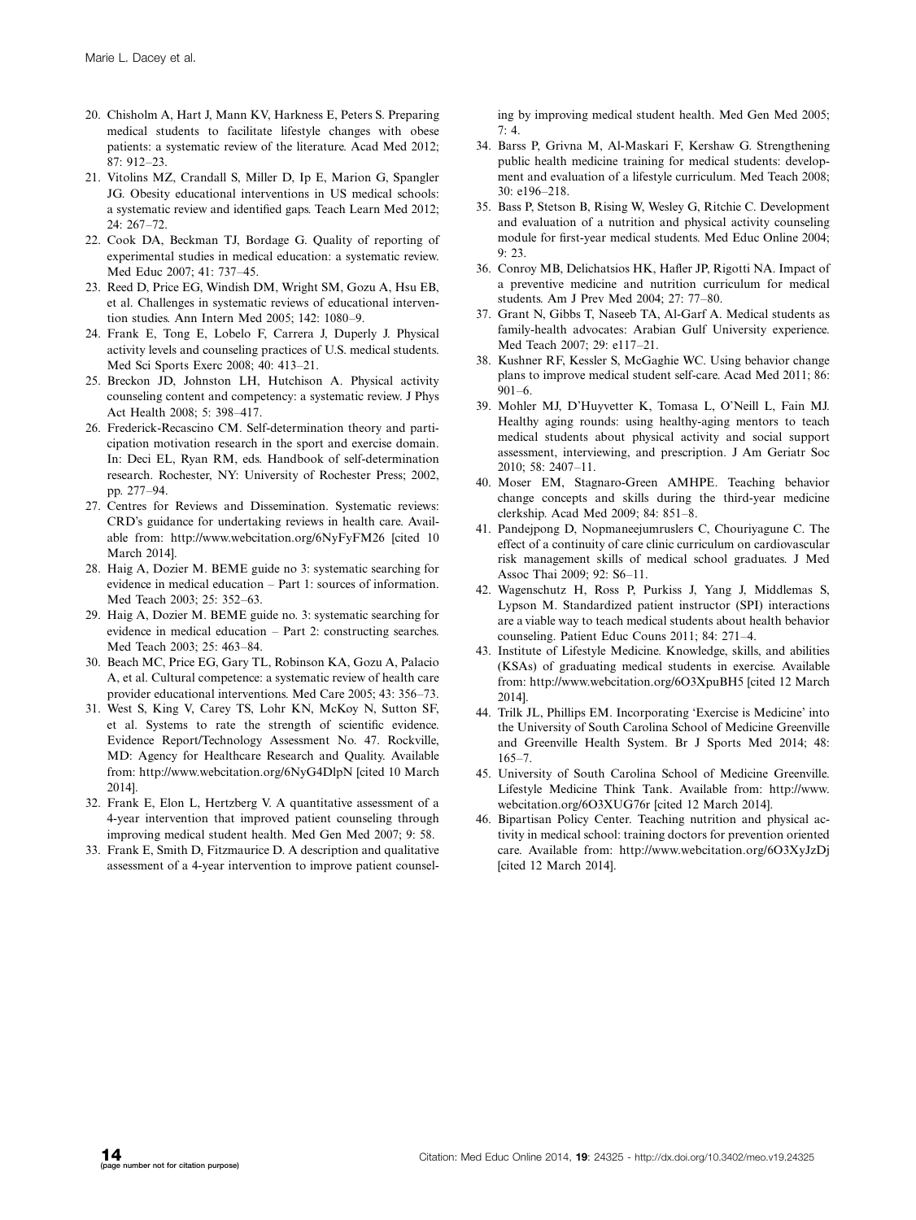20. Chisholm A, Hart J, Mann KV, Harkness E, Peters S. Preparing medical students to facilitate lifestyle changes with obese patients: a systematic review of the literature. Acad Med 2012; 87: 912–23.
21. Vitolins MZ, Crandall S, Miller D, Ip E, Marion G, Spangler JG. Obesity educational interventions in US medical schools: a systematic review and identified gaps. Teach Learn Med 2012; 24: 267–72.
22. Cook DA, Beckman TJ, Bordage G. Quality of reporting of experimental studies in medical education: a systematic review. Med Educ 2007; 41: 737–45.
23. Reed D, Price EG, Windish DM, Wright SM, Gozu A, Hsu EB, et al. Challenges in systematic reviews of educational intervention studies. Ann Intern Med 2005; 142: 1080–9.
24. Frank E, Tong E, Lobelo F, Carrera J, Duperly J. Physical activity levels and counseling practices of U.S. medical students. Med Sci Sports Exerc 2008; 40: 413–21.
25. Breckon JD, Johnston LH, Hutchison A. Physical activity counseling content and competency: a systematic review. J Phys Act Health 2008; 5: 398–417.
26. Frederick-Recascino CM. Self-determination theory and participation motivation research in the sport and exercise domain. In: Deci EL, Ryan RM, eds. Handbook of self-determination research. Rochester, NY: University of Rochester Press; 2002, pp. 277–94.
27. Centres for Reviews and Dissemination. Systematic reviews: CRD's guidance for undertaking reviews in health care. Available from: http://www.webcitation.org/6NyFyFM26 [cited 10 March 2014].
28. Haig A, Dozier M. BEME guide no 3: systematic searching for evidence in medical education – Part 1: sources of information. Med Teach 2003; 25: 352–63.
29. Haig A, Dozier M. BEME guide no. 3: systematic searching for evidence in medical education – Part 2: constructing searches. Med Teach 2003; 25: 463–84.
30. Beach MC, Price EG, Gary TL, Robinson KA, Gozu A, Palacio A, et al. Cultural competence: a systematic review of health care provider educational interventions. Med Care 2005; 43: 356–73.
31. West S, King V, Carey TS, Lohr KN, McKoy N, Sutton SF, et al. Systems to rate the strength of scientific evidence. Evidence Report/Technology Assessment No. 47. Rockville, MD: Agency for Healthcare Research and Quality. Available from: http://www.webcitation.org/6NyG4DlpN [cited 10 March 2014].
32. Frank E, Elon L, Hertzberg V. A quantitative assessment of a 4-year intervention that improved patient counseling through improving medical student health. Med Gen Med 2007; 9: 58.
33. Frank E, Smith D, Fitzmaurice D. A description and qualitative assessment of a 4-year intervention to improve patient counseling by improving medical student health. Med Gen Med 2005; 7: 4.
34. Barss P, Grivna M, Al-Maskari F, Kershaw G. Strengthening public health medicine training for medical students: development and evaluation of a lifestyle curriculum. Med Teach 2008; 30: e196–218.
35. Bass P, Stetson B, Rising W, Wesley G, Ritchie C. Development and evaluation of a nutrition and physical activity counseling module for first-year medical students. Med Educ Online 2004; 9: 23.
36. Conroy MB, Delichatsios HK, Hafler JP, Rigotti NA. Impact of a preventive medicine and nutrition curriculum for medical students. Am J Prev Med 2004; 27: 77–80.
37. Grant N, Gibbs T, Naseeb TA, Al-Garf A. Medical students as family-health advocates: Arabian Gulf University experience. Med Teach 2007; 29: e117–21.
38. Kushner RF, Kessler S, McGaghie WC. Using behavior change plans to improve medical student self-care. Acad Med 2011; 86: 901–6.
39. Mohler MJ, D'Huyvetter K, Tomasa L, O'Neill L, Fain MJ. Healthy aging rounds: using healthy-aging mentors to teach medical students about physical activity and social support assessment, interviewing, and prescription. J Am Geriatr Soc 2010; 58: 2407–11.
40. Moser EM, Stagnaro-Green AMHPE. Teaching behavior change concepts and skills during the third-year medicine clerkship. Acad Med 2009; 84: 851–8.
41. Pandejpong D, Nopmaneejumruslers C, Chouriyagune C. The effect of a continuity of care clinic curriculum on cardiovascular risk management skills of medical school graduates. J Med Assoc Thai 2009; 92: S6–11.
42. Wagenschutz H, Ross P, Purkiss J, Yang J, Middlemas S, Lypson M. Standardized patient instructor (SPI) interactions are a viable way to teach medical students about health behavior counseling. Patient Educ Couns 2011; 84: 271–4.
43. Institute of Lifestyle Medicine. Knowledge, skills, and abilities (KSAs) of graduating medical students in exercise. Available from: http://www.webcitation.org/6O3XpuBH5 [cited 12 March 2014].
44. Trilk JL, Phillips EM. Incorporating 'Exercise is Medicine' into the University of South Carolina School of Medicine Greenville and Greenville Health System. Br J Sports Med 2014; 48: 165–7.
45. University of South Carolina School of Medicine Greenville. Lifestyle Medicine Think Tank. Available from: http://www.webcitation.org/6O3XUG76r [cited 12 March 2014].
46. Bipartisan Policy Center. Teaching nutrition and physical activity in medical school: training doctors for prevention oriented care. Available from: http://www.webcitation.org/6O3XyJzDj [cited 12 March 2014].